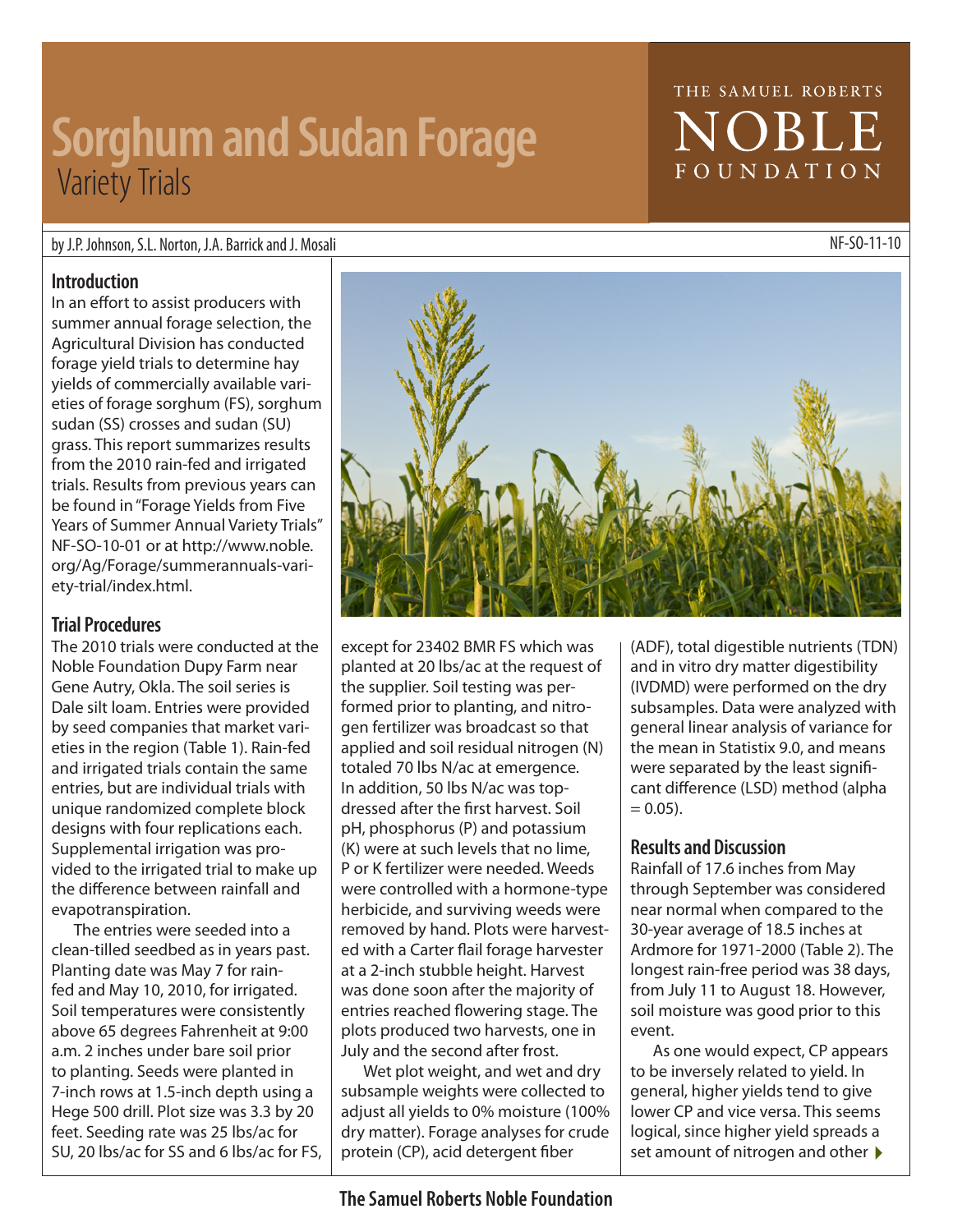# Sorghum and Sudan Forage
## Variety Trials

THE SAMUEL ROBERTS NOBLE FOUNDATION

by J.P. Johnson, S.L. Norton, J.A. Barrick and J. Mosali

NF-SO-11-10

### Introduction

In an effort to assist producers with summer annual forage selection, the Agricultural Division has conducted forage yield trials to determine hay yields of commercially available varieties of forage sorghum (FS), sorghum sudan (SS) crosses and sudan (SU) grass. This report summarizes results from the 2010 rain-fed and irrigated trials. Results from previous years can be found in "Forage Yields from Five Years of Summer Annual Variety Trials" NF-SO-10-01 or at http://www.noble.org/Ag/Forage/summerannuals-variety-trial/index.html.

### Trial Procedures

The 2010 trials were conducted at the Noble Foundation Dupy Farm near Gene Autry, Okla. The soil series is Dale silt loam. Entries were provided by seed companies that market varieties in the region (Table 1). Rain-fed and irrigated trials contain the same entries, but are individual trials with unique randomized complete block designs with four replications each. Supplemental irrigation was provided to the irrigated trial to make up the difference between rainfall and evapotranspiration.

The entries were seeded into a clean-tilled seedbed as in years past. Planting date was May 7 for rain-fed and May 10, 2010, for irrigated. Soil temperatures were consistently above 65 degrees Fahrenheit at 9:00 a.m. 2 inches under bare soil prior to planting. Seeds were planted in 7-inch rows at 1.5-inch depth using a Hege 500 drill. Plot size was 3.3 by 20 feet. Seeding rate was 25 lbs/ac for SU, 20 lbs/ac for SS and 6 lbs/ac for FS, except for 23402 BMR FS which was planted at 20 lbs/ac at the request of the supplier. Soil testing was performed prior to planting, and nitrogen fertilizer was broadcast so that applied and soil residual nitrogen (N) totaled 70 lbs N/ac at emergence. In addition, 50 lbs N/ac was top-dressed after the first harvest. Soil pH, phosphorus (P) and potassium (K) were at such levels that no lime, P or K fertilizer were needed. Weeds were controlled with a hormone-type herbicide, and surviving weeds were removed by hand. Plots were harvested with a Carter flail forage harvester at a 2-inch stubble height. Harvest was done soon after the majority of entries reached flowering stage. The plots produced two harvests, one in July and the second after frost.

Wet plot weight, and wet and dry subsample weights were collected to adjust all yields to 0% moisture (100% dry matter). Forage analyses for crude protein (CP), acid detergent fiber (ADF), total digestible nutrients (TDN) and in vitro dry matter digestibility (IVDMD) were performed on the dry subsamples. Data were analyzed with general linear analysis of variance for the mean in Statistix 9.0, and means were separated by the least significant difference (LSD) method (alpha = 0.05).

### Results and Discussion

Rainfall of 17.6 inches from May through September was considered near normal when compared to the 30-year average of 18.5 inches at Ardmore for 1971-2000 (Table 2). The longest rain-free period was 38 days, from July 11 to August 18. However, soil moisture was good prior to this event.

As one would expect, CP appears to be inversely related to yield. In general, higher yields tend to give lower CP and vice versa. This seems logical, since higher yield spreads a set amount of nitrogen and other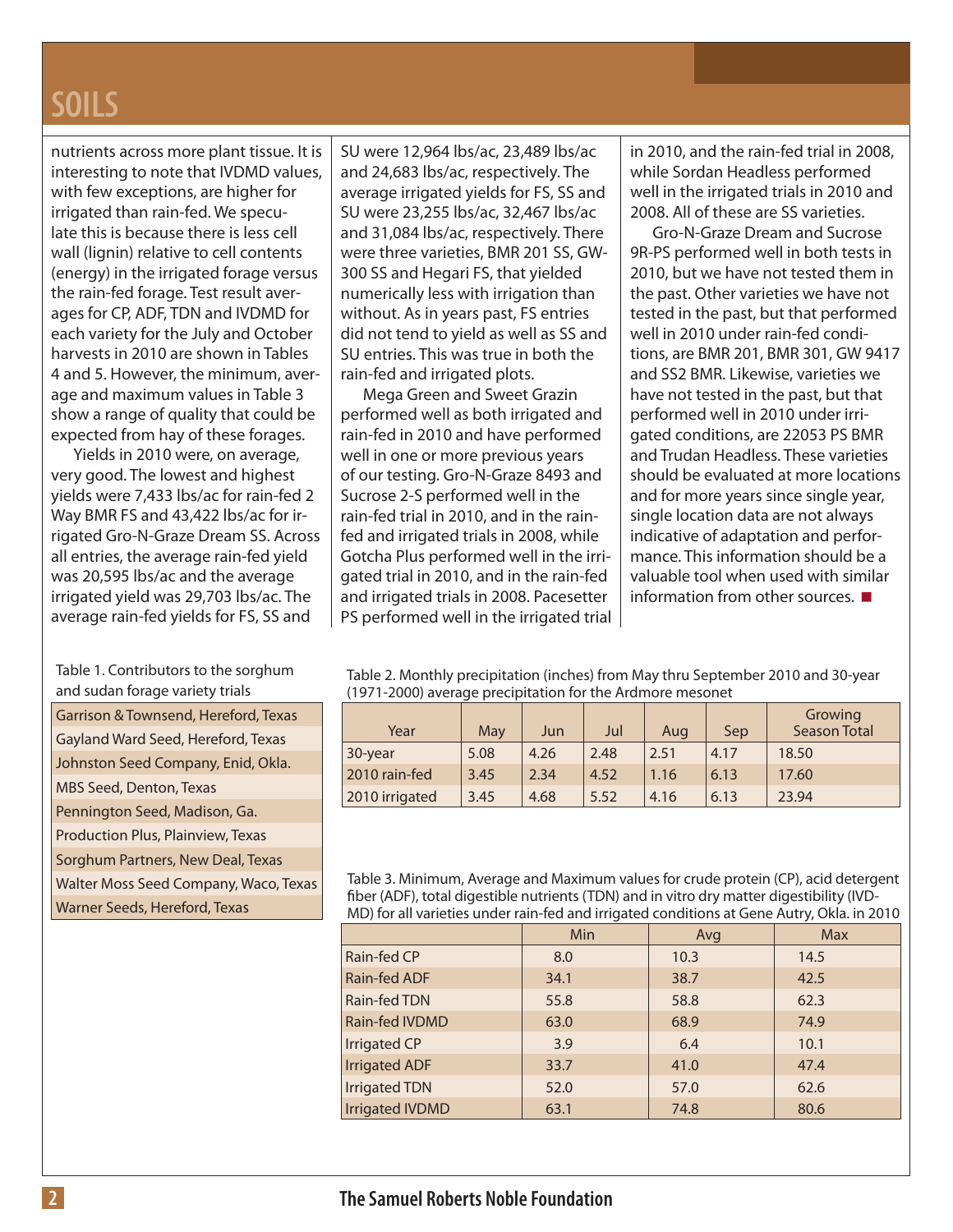nutrients across more plant tissue. It is interesting to note that IVDMD values, with few exceptions, are higher for irrigated than rain-fed. We speculate this is because there is less cell wall (lignin) relative to cell contents (energy) in the irrigated forage versus the rain-fed forage. Test result averages for CP, ADF, TDN and IVDMD for each variety for the July and October harvests in 2010 are shown in Tables 4 and 5. However, the minimum, average and maximum values in Table 3 show a range of quality that could be expected from hay of these forages.

Yields in 2010 were, on average, very good. The lowest and highest yields were 7,433 lbs/ac for rain-fed 2 Way BMR FS and 43,422 lbs/ac for irrigated Gro-N-Graze Dream SS. Across all entries, the average rain-fed yield was 20,595 lbs/ac and the average irrigated yield was 29,703 lbs/ac. The average rain-fed yields for FS, SS and SU were 12,964 lbs/ac, 23,489 lbs/ac and 24,683 lbs/ac, respectively. The average irrigated yields for FS, SS and SU were 23,255 lbs/ac, 32,467 lbs/ac and 31,084 lbs/ac, respectively. There were three varieties, BMR 201 SS, GW-300 SS and Hegari FS, that yielded numerically less with irrigation than without. As in years past, FS entries did not tend to yield as well as SS and SU entries. This was true in both the rain-fed and irrigated plots.

Mega Green and Sweet Grazin performed well as both irrigated and rain-fed in 2010 and have performed well in one or more previous years of our testing. Gro-N-Graze 8493 and Sucrose 2-S performed well in the rain-fed trial in 2010, and in the rain-fed and irrigated trials in 2008, while Gotcha Plus performed well in the irrigated trial in 2010, and in the rain-fed and irrigated trials in 2008. Pacesetter PS performed well in the irrigated trial in 2010, and the rain-fed trial in 2008, while Sordan Headless performed well in the irrigated trials in 2010 and 2008. All of these are SS varieties.

Gro-N-Graze Dream and Sucrose 9R-PS performed well in both tests in 2010, but we have not tested them in the past. Other varieties we have not tested in the past, but that performed well in 2010 under rain-fed conditions, are BMR 201, BMR 301, GW 9417 and SS2 BMR. Likewise, varieties we have not tested in the past, but that performed well in 2010 under irrigated conditions, are 22053 PS BMR and Trudan Headless. These varieties should be evaluated at more locations and for more years since single year, single location data are not always indicative of adaptation and performance. This information should be a valuable tool when used with similar information from other sources. ■

Table 1. Contributors to the sorghum and sudan forage variety trials

| Contributors |
|---|
| Garrison & Townsend, Hereford, Texas |
| Gayland Ward Seed, Hereford, Texas |
| Johnston Seed Company, Enid, Okla. |
| MBS Seed, Denton, Texas |
| Pennington Seed, Madison, Ga. |
| Production Plus, Plainview, Texas |
| Sorghum Partners, New Deal, Texas |
| Walter Moss Seed Company, Waco, Texas |
| Warner Seeds, Hereford, Texas |

Table 2. Monthly precipitation (inches) from May thru September 2010 and 30-year (1971-2000) average precipitation for the Ardmore mesonet

| Year | May | Jun | Jul | Aug | Sep | Growing Season Total |
|---|---|---|---|---|---|---|
| 30-year | 5.08 | 4.26 | 2.48 | 2.51 | 4.17 | 18.50 |
| 2010 rain-fed | 3.45 | 2.34 | 4.52 | 1.16 | 6.13 | 17.60 |
| 2010 irrigated | 3.45 | 4.68 | 5.52 | 4.16 | 6.13 | 23.94 |

Table 3. Minimum, Average and Maximum values for crude protein (CP), acid detergent fiber (ADF), total digestible nutrients (TDN) and in vitro dry matter digestibility (IVDMD) for all varieties under rain-fed and irrigated conditions at Gene Autry, Okla. in 2010

| | Min | Avg | Max |
|---|---|---|---|
| Rain-fed CP | 8.0 | 10.3 | 14.5 |
| Rain-fed ADF | 34.1 | 38.7 | 42.5 |
| Rain-fed TDN | 55.8 | 58.8 | 62.3 |
| Rain-fed IVDMD | 63.0 | 68.9 | 74.9 |
| Irrigated CP | 3.9 | 6.4 | 10.1 |
| Irrigated ADF | 33.7 | 41.0 | 47.4 |
| Irrigated TDN | 52.0 | 57.0 | 62.6 |
| Irrigated IVDMD | 63.1 | 74.8 | 80.6 |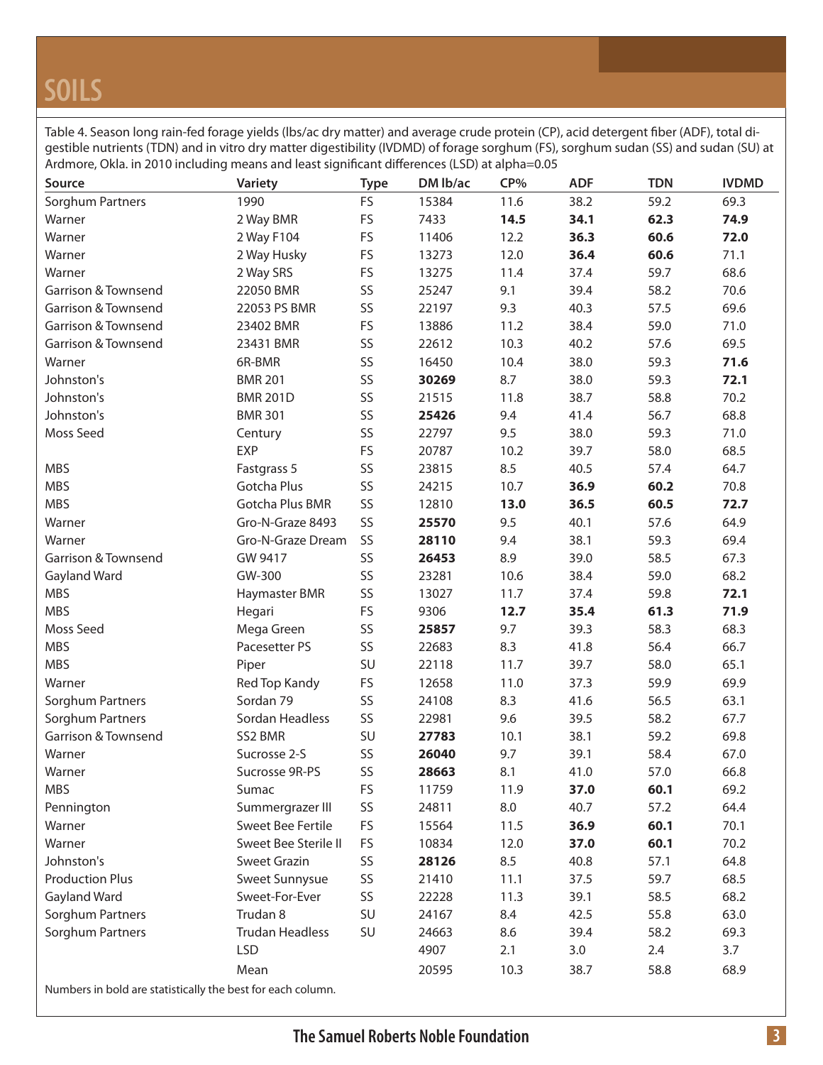# SOILS

Table 4. Season long rain-fed forage yields (lbs/ac dry matter) and average crude protein (CP), acid detergent fiber (ADF), total digestible nutrients (TDN) and in vitro dry matter digestibility (IVDMD) of forage sorghum (FS), sorghum sudan (SS) and sudan (SU) at Ardmore, Okla. in 2010 including means and least significant differences (LSD) at alpha=0.05

| Source | Variety | Type | DM lb/ac | CP% | ADF | TDN | IVDMD |
|---|---|---|---|---|---|---|---|
| Sorghum Partners | 1990 | FS | 15384 | 11.6 | 38.2 | 59.2 | 69.3 |
| Warner | 2 Way BMR | FS | 7433 | **14.5** | **34.1** | **62.3** | **74.9** |
| Warner | 2 Way F104 | FS | 11406 | 12.2 | **36.3** | **60.6** | **72.0** |
| Warner | 2 Way Husky | FS | 13273 | 12.0 | **36.4** | **60.6** | 71.1 |
| Warner | 2 Way SRS | FS | 13275 | 11.4 | 37.4 | 59.7 | 68.6 |
| Garrison & Townsend | 22050 BMR | SS | 25247 | 9.1 | 39.4 | 58.2 | 70.6 |
| Garrison & Townsend | 22053 PS BMR | SS | 22197 | 9.3 | 40.3 | 57.5 | 69.6 |
| Garrison & Townsend | 23402 BMR | FS | 13886 | 11.2 | 38.4 | 59.0 | 71.0 |
| Garrison & Townsend | 23431 BMR | SS | 22612 | 10.3 | 40.2 | 57.6 | 69.5 |
| Warner | 6R-BMR | SS | 16450 | 10.4 | 38.0 | 59.3 | **71.6** |
| Johnston's | BMR 201 | SS | **30269** | 8.7 | 38.0 | 59.3 | **72.1** |
| Johnston's | BMR 201D | SS | 21515 | 11.8 | 38.7 | 58.8 | 70.2 |
| Johnston's | BMR 301 | SS | **25426** | 9.4 | 41.4 | 56.7 | 68.8 |
| Moss Seed | Century | SS | 22797 | 9.5 | 38.0 | 59.3 | 71.0 |
| | EXP | FS | 20787 | 10.2 | 39.7 | 58.0 | 68.5 |
| MBS | Fastgrass 5 | SS | 23815 | 8.5 | 40.5 | 57.4 | 64.7 |
| MBS | Gotcha Plus | SS | 24215 | 10.7 | **36.9** | **60.2** | 70.8 |
| MBS | Gotcha Plus BMR | SS | 12810 | **13.0** | **36.5** | **60.5** | **72.7** |
| Warner | Gro-N-Graze 8493 | SS | **25570** | 9.5 | 40.1 | 57.6 | 64.9 |
| Warner | Gro-N-Graze Dream | SS | **28110** | 9.4 | 38.1 | 59.3 | 69.4 |
| Garrison & Townsend | GW 9417 | SS | **26453** | 8.9 | 39.0 | 58.5 | 67.3 |
| Gayland Ward | GW-300 | SS | 23281 | 10.6 | 38.4 | 59.0 | 68.2 |
| MBS | Haymaster BMR | SS | 13027 | 11.7 | 37.4 | 59.8 | **72.1** |
| MBS | Hegari | FS | 9306 | **12.7** | **35.4** | **61.3** | **71.9** |
| Moss Seed | Mega Green | SS | **25857** | 9.7 | 39.3 | 58.3 | 68.3 |
| MBS | Pacesetter PS | SS | 22683 | 8.3 | 41.8 | 56.4 | 66.7 |
| MBS | Piper | SU | 22118 | 11.7 | 39.7 | 58.0 | 65.1 |
| Warner | Red Top Kandy | FS | 12658 | 11.0 | 37.3 | 59.9 | 69.9 |
| Sorghum Partners | Sordan 79 | SS | 24108 | 8.3 | 41.6 | 56.5 | 63.1 |
| Sorghum Partners | Sordan Headless | SS | 22981 | 9.6 | 39.5 | 58.2 | 67.7 |
| Garrison & Townsend | SS2 BMR | SU | **27783** | 10.1 | 38.1 | 59.2 | 69.8 |
| Warner | Sucrosse 2-S | SS | **26040** | 9.7 | 39.1 | 58.4 | 67.0 |
| Warner | Sucrosse 9R-PS | SS | **28663** | 8.1 | 41.0 | 57.0 | 66.8 |
| MBS | Sumac | FS | 11759 | 11.9 | **37.0** | **60.1** | 69.2 |
| Pennington | Summergrazer III | SS | 24811 | 8.0 | 40.7 | 57.2 | 64.4 |
| Warner | Sweet Bee Fertile | FS | 15564 | 11.5 | **36.9** | **60.1** | 70.1 |
| Warner | Sweet Bee Sterile II | FS | 10834 | 12.0 | **37.0** | **60.1** | 70.2 |
| Johnston's | Sweet Grazin | SS | **28126** | 8.5 | 40.8 | 57.1 | 64.8 |
| Production Plus | Sweet Sunnysue | SS | 21410 | 11.1 | 37.5 | 59.7 | 68.5 |
| Gayland Ward | Sweet-For-Ever | SS | 22228 | 11.3 | 39.1 | 58.5 | 68.2 |
| Sorghum Partners | Trudan 8 | SU | 24167 | 8.4 | 42.5 | 55.8 | 63.0 |
| Sorghum Partners | Trudan Headless | SU | 24663 | 8.6 | 39.4 | 58.2 | 69.3 |
| | LSD | | 4907 | 2.1 | 3.0 | 2.4 | 3.7 |
| | Mean | | 20595 | 10.3 | 38.7 | 58.8 | 68.9 |

Numbers in bold are statistically the best for each column.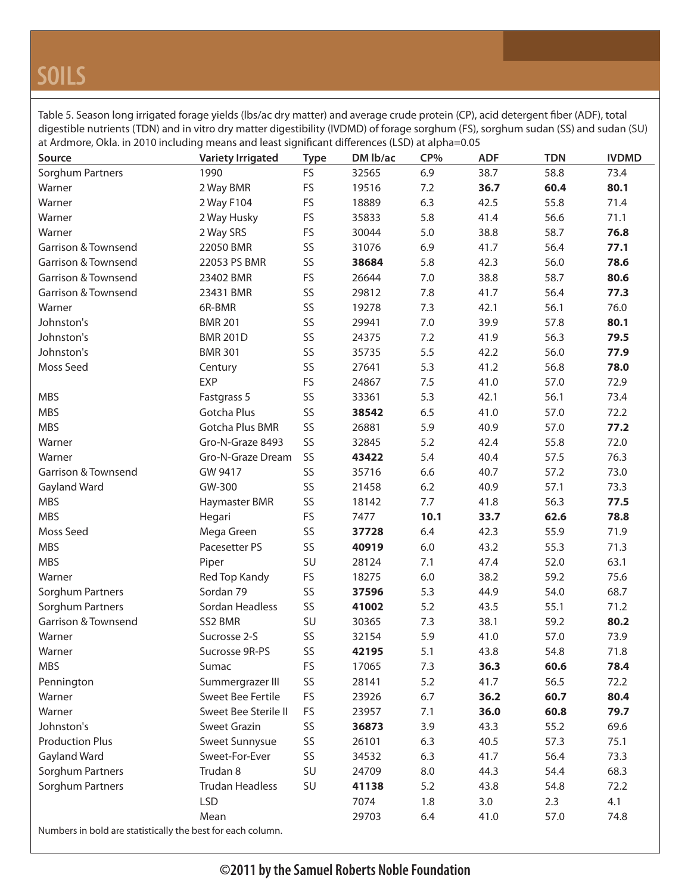# SOILS

Table 5. Season long irrigated forage yields (lbs/ac dry matter) and average crude protein (CP), acid detergent fiber (ADF), total digestible nutrients (TDN) and in vitro dry matter digestibility (IVDMD) of forage sorghum (FS), sorghum sudan (SS) and sudan (SU) at Ardmore, Okla. in 2010 including means and least significant differences (LSD) at alpha=0.05

| Source | Variety Irrigated | Type | DM lb/ac | CP% | ADF | TDN | IVDMD |
|---|---|---|---|---|---|---|---|
| Sorghum Partners | 1990 | FS | 32565 | 6.9 | 38.7 | 58.8 | 73.4 |
| Warner | 2 Way BMR | FS | 19516 | 7.2 | **36.7** | **60.4** | **80.1** |
| Warner | 2 Way F104 | FS | 18889 | 6.3 | 42.5 | 55.8 | 71.4 |
| Warner | 2 Way Husky | FS | 35833 | 5.8 | 41.4 | 56.6 | 71.1 |
| Warner | 2 Way SRS | FS | 30044 | 5.0 | 38.8 | 58.7 | **76.8** |
| Garrison & Townsend | 22050 BMR | SS | 31076 | 6.9 | 41.7 | 56.4 | **77.1** |
| Garrison & Townsend | 22053 PS BMR | SS | **38684** | 5.8 | 42.3 | 56.0 | **78.6** |
| Garrison & Townsend | 23402 BMR | FS | 26644 | 7.0 | 38.8 | 58.7 | **80.6** |
| Garrison & Townsend | 23431 BMR | SS | 29812 | 7.8 | 41.7 | 56.4 | **77.3** |
| Warner | 6R-BMR | SS | 19278 | 7.3 | 42.1 | 56.1 | 76.0 |
| Johnston's | BMR 201 | SS | 29941 | 7.0 | 39.9 | 57.8 | **80.1** |
| Johnston's | BMR 201D | SS | 24375 | 7.2 | 41.9 | 56.3 | **79.5** |
| Johnston's | BMR 301 | SS | 35735 | 5.5 | 42.2 | 56.0 | **77.9** |
| Moss Seed | Century | SS | 27641 | 5.3 | 41.2 | 56.8 | **78.0** |
| | EXP | FS | 24867 | 7.5 | 41.0 | 57.0 | 72.9 |
| MBS | Fastgrass 5 | SS | 33361 | 5.3 | 42.1 | 56.1 | 73.4 |
| MBS | Gotcha Plus | SS | **38542** | 6.5 | 41.0 | 57.0 | 72.2 |
| MBS | Gotcha Plus BMR | SS | 26881 | 5.9 | 40.9 | 57.0 | **77.2** |
| Warner | Gro-N-Graze 8493 | SS | 32845 | 5.2 | 42.4 | 55.8 | 72.0 |
| Warner | Gro-N-Graze Dream | SS | **43422** | 5.4 | 40.4 | 57.5 | 76.3 |
| Garrison & Townsend | GW 9417 | SS | 35716 | 6.6 | 40.7 | 57.2 | 73.0 |
| Gayland Ward | GW-300 | SS | 21458 | 6.2 | 40.9 | 57.1 | 73.3 |
| MBS | Haymaster BMR | SS | 18142 | 7.7 | 41.8 | 56.3 | **77.5** |
| MBS | Hegari | FS | 7477 | **10.1** | **33.7** | **62.6** | **78.8** |
| Moss Seed | Mega Green | SS | **37728** | 6.4 | 42.3 | 55.9 | 71.9 |
| MBS | Pacesetter PS | SS | **40919** | 6.0 | 43.2 | 55.3 | 71.3 |
| MBS | Piper | SU | 28124 | 7.1 | 47.4 | 52.0 | 63.1 |
| Warner | Red Top Kandy | FS | 18275 | 6.0 | 38.2 | 59.2 | 75.6 |
| Sorghum Partners | Sordan 79 | SS | **37596** | 5.3 | 44.9 | 54.0 | 68.7 |
| Sorghum Partners | Sordan Headless | SS | **41002** | 5.2 | 43.5 | 55.1 | 71.2 |
| Garrison & Townsend | SS2 BMR | SU | 30365 | 7.3 | 38.1 | 59.2 | **80.2** |
| Warner | Sucrosse 2-S | SS | 32154 | 5.9 | 41.0 | 57.0 | 73.9 |
| Warner | Sucrosse 9R-PS | SS | **42195** | 5.1 | 43.8 | 54.8 | 71.8 |
| MBS | Sumac | FS | 17065 | 7.3 | **36.3** | **60.6** | **78.4** |
| Pennington | Summergrazer III | SS | 28141 | 5.2 | 41.7 | 56.5 | 72.2 |
| Warner | Sweet Bee Fertile | FS | 23926 | 6.7 | **36.2** | **60.7** | **80.4** |
| Warner | Sweet Bee Sterile II | FS | 23957 | 7.1 | **36.0** | **60.8** | **79.7** |
| Johnston's | Sweet Grazin | SS | **36873** | 3.9 | 43.3 | 55.2 | 69.6 |
| Production Plus | Sweet Sunnysue | SS | 26101 | 6.3 | 40.5 | 57.3 | 75.1 |
| Gayland Ward | Sweet-For-Ever | SS | 34532 | 6.3 | 41.7 | 56.4 | 73.3 |
| Sorghum Partners | Trudan 8 | SU | 24709 | 8.0 | 44.3 | 54.4 | 68.3 |
| Sorghum Partners | Trudan Headless | SU | **41138** | 5.2 | 43.8 | 54.8 | 72.2 |
| | LSD | | 7074 | 1.8 | 3.0 | 2.3 | 4.1 |
| | Mean | | 29703 | 6.4 | 41.0 | 57.0 | 74.8 |

Numbers in bold are statistically the best for each column.

©2011 by the Samuel Roberts Noble Foundation